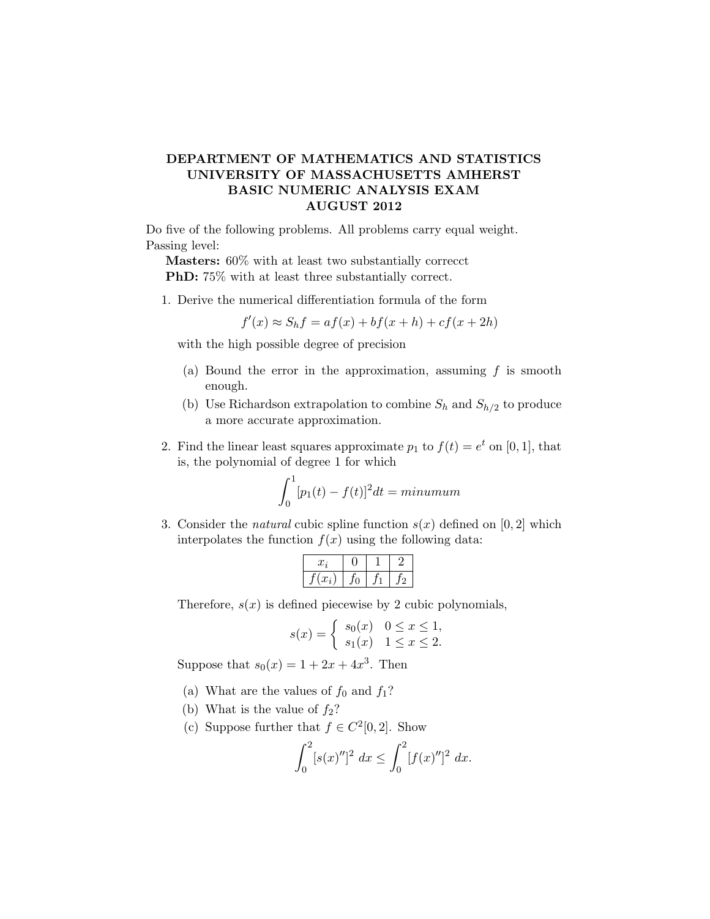**DEPARTMENT OF MATHEMATICS AND STATISTICS**
**UNIVERSITY OF MASSACHUSETTS AMHERST**
**BASIC NUMERIC ANALYSIS EXAM**
**AUGUST 2012**

Do five of the following problems. All problems carry equal weight.
Passing level:

**Masters:** 60% with at least two substantially correcct
**PhD:** 75% with at least three substantially correct.

1. Derive the numerical differentiation formula of the form
$$f'(x) \approx S_h f = af(x) + bf(x+h) + cf(x+2h)$$
with the high possible degree of precision
   (a) Bound the error in the approximation, assuming $f$ is smooth enough.
   (b) Use Richardson extrapolation to combine $S_h$ and $S_{h/2}$ to produce a more accurate approximation.

2. Find the linear least squares approximate $p_1$ to $f(t) = e^t$ on $[0, 1]$, that is, the polynomial of degree 1 for which
$$\int_0^1 [p_1(t) - f(t)]^2 dt = minumum$$

3. Consider the *natural* cubic spline function $s(x)$ defined on $[0, 2]$ which interpolates the function $f(x)$ using the following data:

| $x_i$ | 0 | 1 | 2 |
|---|---|---|---|
| $f(x_i)$ | $f_0$ | $f_1$ | $f_2$ |

Therefore, $s(x)$ is defined piecewise by 2 cubic polynomials,
$$s(x) = \begin{cases} s_0(x) & 0 \le x \le 1, \\ s_1(x) & 1 \le x \le 2. \end{cases}$$
Suppose that $s_0(x) = 1 + 2x + 4x^3$. Then
   (a) What are the values of $f_0$ and $f_1$?
   (b) What is the value of $f_2$?
   (c) Suppose further that $f \in C^2[0, 2]$. Show
$$\int_0^2 [s(x)'']^2 \, dx \le \int_0^2 [f(x)'']^2 \, dx.$$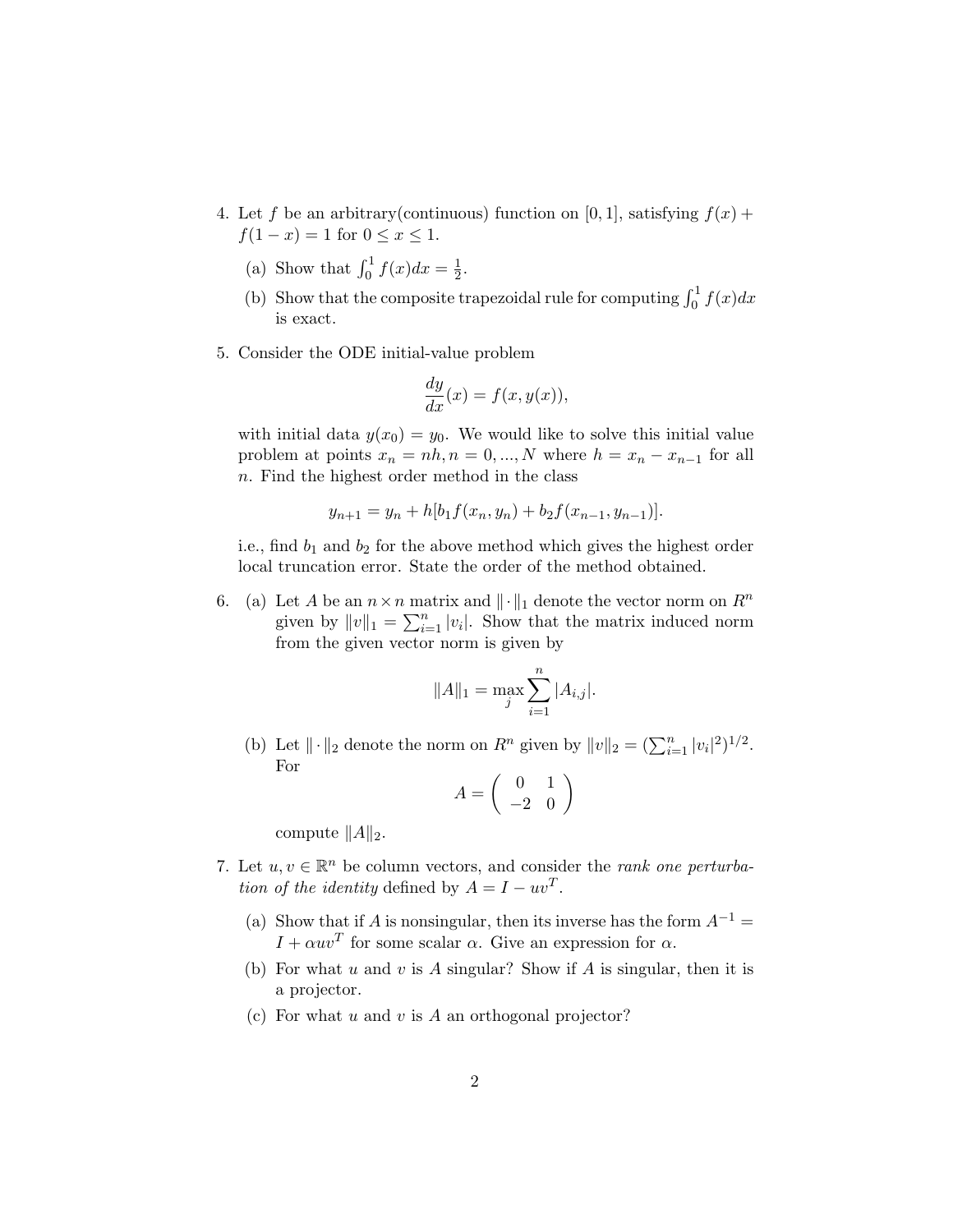4. Let $f$ be an arbitrary(continuous) function on $[0, 1]$, satisfying $f(x) + f(1-x) = 1$ for $0 \le x \le 1$.

   (a) Show that $\int_0^1 f(x)dx = \frac{1}{2}$.

   (b) Show that the composite trapezoidal rule for computing $\int_0^1 f(x)dx$ is exact.

5. Consider the ODE initial-value problem

$$\frac{dy}{dx}(x) = f(x, y(x)),$$

   with initial data $y(x_0) = y_0$. We would like to solve this initial value problem at points $x_n = nh, n = 0, ..., N$ where $h = x_n - x_{n-1}$ for all $n$. Find the highest order method in the class

$$y_{n+1} = y_n + h[b_1 f(x_n, y_n) + b_2 f(x_{n-1}, y_{n-1})].$$

   i.e., find $b_1$ and $b_2$ for the above method which gives the highest order local truncation error. State the order of the method obtained.

6. (a) Let $A$ be an $n \times n$ matrix and $\|\cdot\|_1$ denote the vector norm on $R^n$ given by $\|v\|_1 = \sum_{i=1}^n |v_i|$. Show that the matrix induced norm from the given vector norm is given by

$$\|A\|_1 = \max_j \sum_{i=1}^n |A_{i,j}|.$$

   (b) Let $\|\cdot\|_2$ denote the norm on $R^n$ given by $\|v\|_2 = (\sum_{i=1}^n |v_i|^2)^{1/2}$. For

$$A = \begin{pmatrix} 0 & 1 \\ -2 & 0 \end{pmatrix}$$

   compute $\|A\|_2$.

7. Let $u, v \in \mathbb{R}^n$ be column vectors, and consider the *rank one perturbation of the identity* defined by $A = I - uv^T$.

   (a) Show that if $A$ is nonsingular, then its inverse has the form $A^{-1} = I + \alpha uv^T$ for some scalar $\alpha$. Give an expression for $\alpha$.

   (b) For what $u$ and $v$ is $A$ singular? Show if $A$ is singular, then it is a projector.

   (c) For what $u$ and $v$ is $A$ an orthogonal projector?